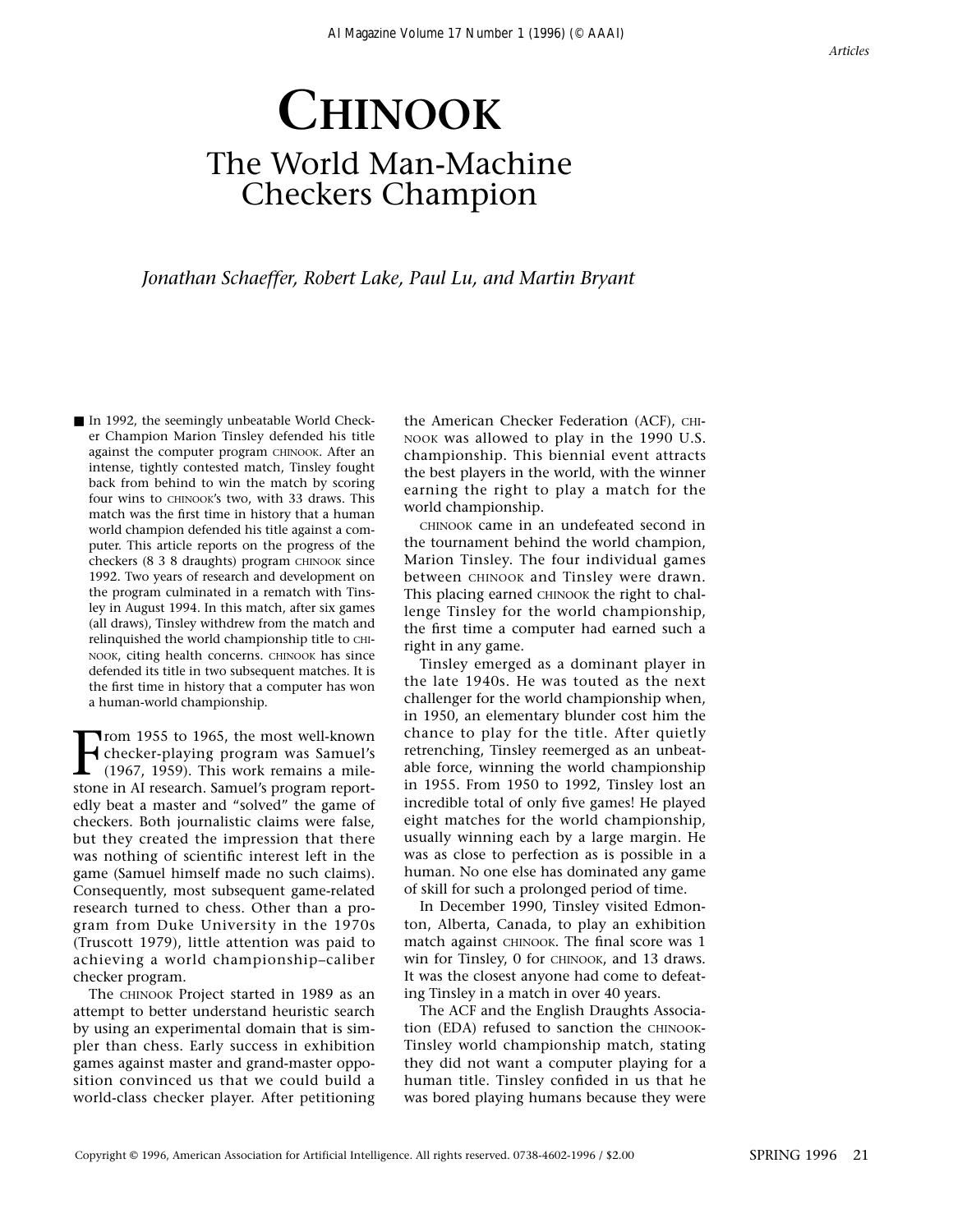# CHINOOK

## The World Man-Machine Checkers Champion

*Jonathan Schaeffer, Robert Lake, Paul Lu, and Martin Bryant*

■ In 1992, the seemingly unbeatable World Checker Champion Marion Tinsley defended his title against the computer program CHINOOK. After an intense, tightly contested match, Tinsley fought back from behind to win the match by scoring four wins to CHINOOK's two, with 33 draws. This match was the first time in history that a human world champion defended his title against a computer. This article reports on the progress of the checkers (8 3 8 draughts) program CHINOOK since 1992. Two years of research and development on the program culminated in a rematch with Tinsley in August 1994. In this match, after six games (all draws), Tinsley withdrew from the match and relinquished the world championship title to CHINOOK, citing health concerns. CHINOOK has since defended its title in two subsequent matches. It is the first time in history that a computer has won a human-world championship.

From 1955 to 1965, the most well-known checker-playing program was Samuel's (1967, 1959). This work remains a milestone in AI research. Samuel's program reportedly beat a master and "solved" the game of checkers. Both journalistic claims were false, but they created the impression that there was nothing of scientific interest left in the game (Samuel himself made no such claims). Consequently, most subsequent game-related research turned to chess. Other than a program from Duke University in the 1970s (Truscott 1979), little attention was paid to achieving a world championship–caliber checker program.

The CHINOOK Project started in 1989 as an attempt to better understand heuristic search by using an experimental domain that is simpler than chess. Early success in exhibition games against master and grand-master opposition convinced us that we could build a world-class checker player. After petitioning the American Checker Federation (ACF), CHINOOK was allowed to play in the 1990 U.S. championship. This biennial event attracts the best players in the world, with the winner earning the right to play a match for the world championship.

CHINOOK came in an undefeated second in the tournament behind the world champion, Marion Tinsley. The four individual games between CHINOOK and Tinsley were drawn. This placing earned CHINOOK the right to challenge Tinsley for the world championship, the first time a computer had earned such a right in any game.

Tinsley emerged as a dominant player in the late 1940s. He was touted as the next challenger for the world championship when, in 1950, an elementary blunder cost him the chance to play for the title. After quietly retrenching, Tinsley reemerged as an unbeatable force, winning the world championship in 1955. From 1950 to 1992, Tinsley lost an incredible total of only five games! He played eight matches for the world championship, usually winning each by a large margin. He was as close to perfection as is possible in a human. No one else has dominated any game of skill for such a prolonged period of time.

In December 1990, Tinsley visited Edmonton, Alberta, Canada, to play an exhibition match against CHINOOK. The final score was 1 win for Tinsley, 0 for CHINOOK, and 13 draws. It was the closest anyone had come to defeating Tinsley in a match in over 40 years.

The ACF and the English Draughts Association (EDA) refused to sanction the CHINOOK-Tinsley world championship match, stating they did not want a computer playing for a human title. Tinsley confided in us that he was bored playing humans because they were

Copyright © 1996, American Association for Artificial Intelligence. All rights reserved. 0738-4602-1996 / $2.00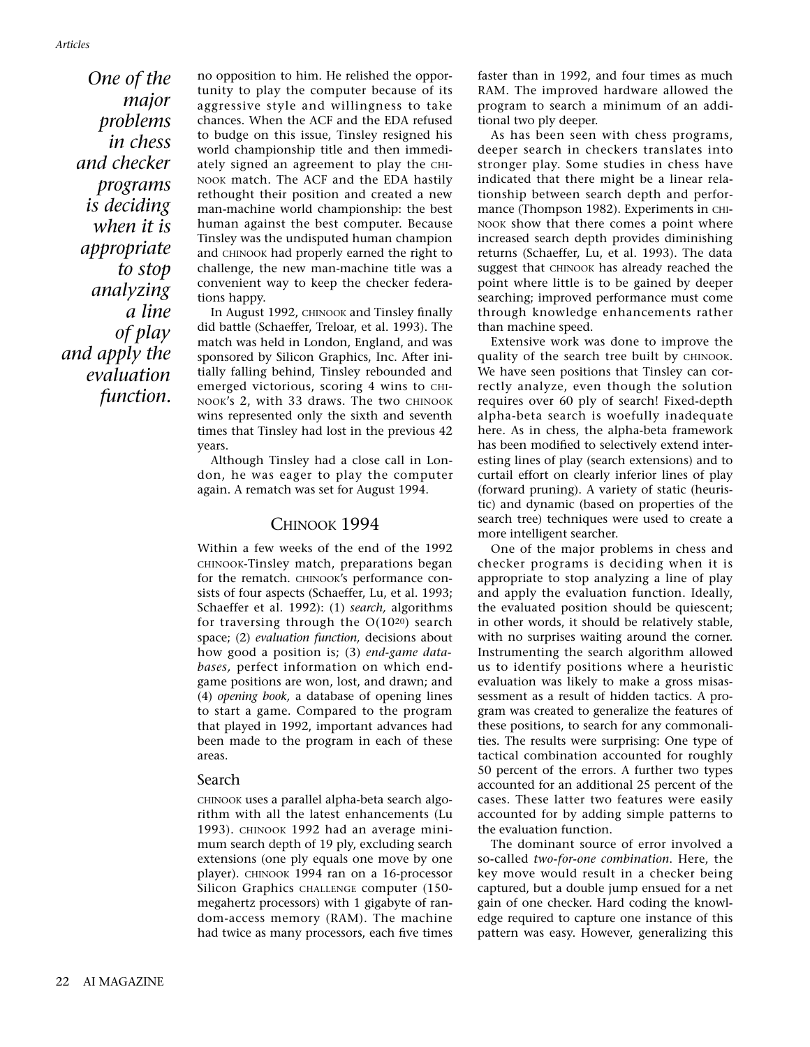*One of the major problems in chess and checker programs is deciding when it is appropriate to stop analyzing a line of play and apply the evaluation function.*

no opposition to him. He relished the opportunity to play the computer because of its aggressive style and willingness to take chances. When the ACF and the EDA refused to budge on this issue, Tinsley resigned his world championship title and then immediately signed an agreement to play the CHINOOK match. The ACF and the EDA hastily rethought their position and created a new man-machine world championship: the best human against the best computer. Because Tinsley was the undisputed human champion and CHINOOK had properly earned the right to challenge, the new man-machine title was a convenient way to keep the checker federations happy.

In August 1992, CHINOOK and Tinsley finally did battle (Schaeffer, Treloar, et al. 1993). The match was held in London, England, and was sponsored by Silicon Graphics, Inc. After initially falling behind, Tinsley rebounded and emerged victorious, scoring 4 wins to CHINOOK's 2, with 33 draws. The two CHINOOK wins represented only the sixth and seventh times that Tinsley had lost in the previous 42 years.

Although Tinsley had a close call in London, he was eager to play the computer again. A rematch was set for August 1994.

## CHINOOK 1994

Within a few weeks of the end of the 1992 CHINOOK-Tinsley match, preparations began for the rematch. CHINOOK's performance consists of four aspects (Schaeffer, Lu, et al. 1993; Schaeffer et al. 1992): (1) *search,* algorithms for traversing through the $O(10^{20})$ search space; (2) *evaluation function,* decisions about how good a position is; (3) *end-game databases,* perfect information on which end-game positions are won, lost, and drawn; and (4) *opening book,* a database of opening lines to start a game. Compared to the program that played in 1992, important advances had been made to the program in each of these areas.

### Search

CHINOOK uses a parallel alpha-beta search algorithm with all the latest enhancements (Lu 1993). CHINOOK 1992 had an average minimum search depth of 19 ply, excluding search extensions (one ply equals one move by one player). CHINOOK 1994 ran on a 16-processor Silicon Graphics CHALLENGE computer (150-megahertz processors) with 1 gigabyte of random-access memory (RAM). The machine had twice as many processors, each five times faster than in 1992, and four times as much RAM. The improved hardware allowed the program to search a minimum of an additional two ply deeper.

As has been seen with chess programs, deeper search in checkers translates into stronger play. Some studies in chess have indicated that there might be a linear relationship between search depth and performance (Thompson 1982). Experiments in CHINOOK show that there comes a point where increased search depth provides diminishing returns (Schaeffer, Lu, et al. 1993). The data suggest that CHINOOK has already reached the point where little is to be gained by deeper searching; improved performance must come through knowledge enhancements rather than machine speed.

Extensive work was done to improve the quality of the search tree built by CHINOOK. We have seen positions that Tinsley can correctly analyze, even though the solution requires over 60 ply of search! Fixed-depth alpha-beta search is woefully inadequate here. As in chess, the alpha-beta framework has been modified to selectively extend interesting lines of play (search extensions) and to curtail effort on clearly inferior lines of play (forward pruning). A variety of static (heuristic) and dynamic (based on properties of the search tree) techniques were used to create a more intelligent searcher.

One of the major problems in chess and checker programs is deciding when it is appropriate to stop analyzing a line of play and apply the evaluation function. Ideally, the evaluated position should be quiescent; in other words, it should be relatively stable, with no surprises waiting around the corner. Instrumenting the search algorithm allowed us to identify positions where a heuristic evaluation was likely to make a gross misassessment as a result of hidden tactics. A program was created to generalize the features of these positions, to search for any commonalities. The results were surprising: One type of tactical combination accounted for roughly 50 percent of the errors. A further two types accounted for an additional 25 percent of the cases. These latter two features were easily accounted for by adding simple patterns to the evaluation function.

The dominant source of error involved a so-called *two-for-one combination*. Here, the key move would result in a checker being captured, but a double jump ensued for a net gain of one checker. Hard coding the knowledge required to capture one instance of this pattern was easy. However, generalizing this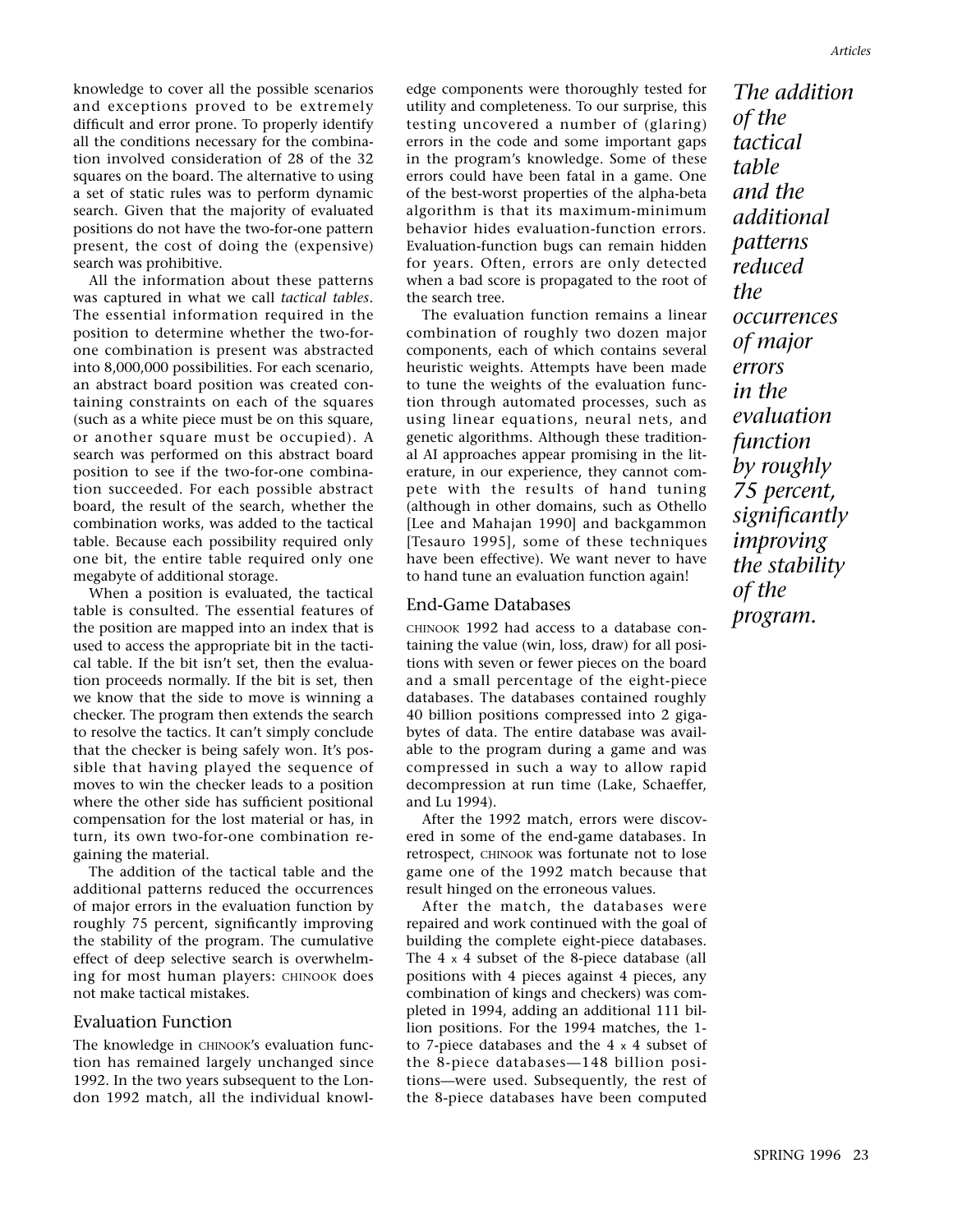knowledge to cover all the possible scenarios and exceptions proved to be extremely difficult and error prone. To properly identify all the conditions necessary for the combination involved consideration of 28 of the 32 squares on the board. The alternative to using a set of static rules was to perform dynamic search. Given that the majority of evaluated positions do not have the two-for-one pattern present, the cost of doing the (expensive) search was prohibitive.

All the information about these patterns was captured in what we call *tactical tables*. The essential information required in the position to determine whether the two-for-one combination is present was abstracted into 8,000,000 possibilities. For each scenario, an abstract board position was created containing constraints on each of the squares (such as a white piece must be on this square, or another square must be occupied). A search was performed on this abstract board position to see if the two-for-one combination succeeded. For each possible abstract board, the result of the search, whether the combination works, was added to the tactical table. Because each possibility required only one bit, the entire table required only one megabyte of additional storage.

When a position is evaluated, the tactical table is consulted. The essential features of the position are mapped into an index that is used to access the appropriate bit in the tactical table. If the bit isn't set, then the evaluation proceeds normally. If the bit is set, then we know that the side to move is winning a checker. The program then extends the search to resolve the tactics. It can't simply conclude that the checker is being safely won. It's possible that having played the sequence of moves to win the checker leads to a position where the other side has sufficient positional compensation for the lost material or has, in turn, its own two-for-one combination regaining the material.

The addition of the tactical table and the additional patterns reduced the occurrences of major errors in the evaluation function by roughly 75 percent, significantly improving the stability of the program. The cumulative effect of deep selective search is overwhelming for most human players: CHINOOK does not make tactical mistakes.

## Evaluation Function

The knowledge in CHINOOK's evaluation function has remained largely unchanged since 1992. In the two years subsequent to the London 1992 match, all the individual knowledge components were thoroughly tested for utility and completeness. To our surprise, this testing uncovered a number of (glaring) errors in the code and some important gaps in the program's knowledge. Some of these errors could have been fatal in a game. One of the best-worst properties of the alpha-beta algorithm is that its maximum-minimum behavior hides evaluation-function errors. Evaluation-function bugs can remain hidden for years. Often, errors are only detected when a bad score is propagated to the root of the search tree.

The evaluation function remains a linear combination of roughly two dozen major components, each of which contains several heuristic weights. Attempts have been made to tune the weights of the evaluation function through automated processes, such as using linear equations, neural nets, and genetic algorithms. Although these traditional AI approaches appear promising in the literature, in our experience, they cannot compete with the results of hand tuning (although in other domains, such as Othello [Lee and Mahajan 1990] and backgammon [Tesauro 1995], some of these techniques have been effective). We want never to have to hand tune an evaluation function again!

## End-Game Databases

CHINOOK 1992 had access to a database containing the value (win, loss, draw) for all positions with seven or fewer pieces on the board and a small percentage of the eight-piece databases. The databases contained roughly 40 billion positions compressed into 2 gigabytes of data. The entire database was available to the program during a game and was compressed in such a way to allow rapid decompression at run time (Lake, Schaeffer, and Lu 1994).

After the 1992 match, errors were discovered in some of the end-game databases. In retrospect, CHINOOK was fortunate not to lose game one of the 1992 match because that result hinged on the erroneous values.

After the match, the databases were repaired and work continued with the goal of building the complete eight-piece databases. The 4 x 4 subset of the 8-piece database (all positions with 4 pieces against 4 pieces, any combination of kings and checkers) was completed in 1994, adding an additional 111 billion positions. For the 1994 matches, the 1- to 7-piece databases and the 4 x 4 subset of the 8-piece databases—148 billion positions—were used. Subsequently, the rest of the 8-piece databases have been computed

*The addition of the tactical table and the additional patterns reduced the occurrences of major errors in the evaluation function by roughly 75 percent, significantly improving the stability of the program.*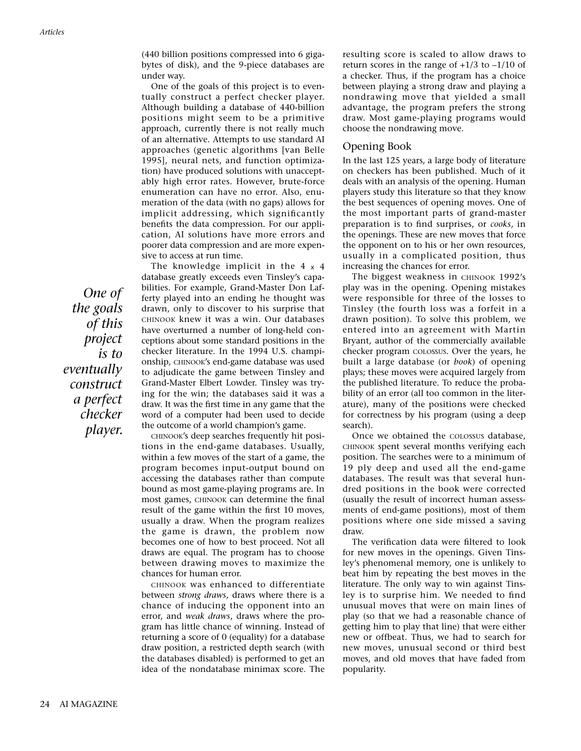(440 billion positions compressed into 6 gigabytes of disk), and the 9-piece databases are under way.

One of the goals of this project is to eventually construct a perfect checker player. Although building a database of 440-billion positions might seem to be a primitive approach, currently there is not really much of an alternative. Attempts to use standard AI approaches (genetic algorithms [van Belle 1995], neural nets, and function optimization) have produced solutions with unacceptably high error rates. However, brute-force enumeration can have no error. Also, enumeration of the data (with no gaps) allows for implicit addressing, which significantly benefits the data compression. For our application, AI solutions have more errors and poorer data compression and are more expensive to access at run time.

*One of the goals of this project is to eventually construct a perfect checker player.*

The knowledge implicit in the 4 x 4 database greatly exceeds even Tinsley's capabilities. For example, Grand-Master Don Lafferty played into an ending he thought was drawn, only to discover to his surprise that CHINOOK knew it was a win. Our databases have overturned a number of long-held conceptions about some standard positions in the checker literature. In the 1994 U.S. championship, CHINOOK's end-game database was used to adjudicate the game between Tinsley and Grand-Master Elbert Lowder. Tinsley was trying for the win; the databases said it was a draw. It was the first time in any game that the word of a computer had been used to decide the outcome of a world champion's game.

CHINOOK's deep searches frequently hit positions in the end-game databases. Usually, within a few moves of the start of a game, the program becomes input-output bound on accessing the databases rather than compute bound as most game-playing programs are. In most games, CHINOOK can determine the final result of the game within the first 10 moves, usually a draw. When the program realizes the game is drawn, the problem now becomes one of how to best proceed. Not all draws are equal. The program has to choose between drawing moves to maximize the chances for human error.

CHINOOK was enhanced to differentiate between *strong draws*, draws where there is a chance of inducing the opponent into an error, and *weak draws*, draws where the program has little chance of winning. Instead of returning a score of 0 (equality) for a database draw position, a restricted depth search (with the databases disabled) is performed to get an idea of the nondatabase minimax score. The resulting score is scaled to allow draws to return scores in the range of $+1/3$ to $-1/10$ of a checker. Thus, if the program has a choice between playing a strong draw and playing a nondrawing move that yielded a small advantage, the program prefers the strong draw. Most game-playing programs would choose the nondrawing move.

## Opening Book

In the last 125 years, a large body of literature on checkers has been published. Much of it deals with an analysis of the opening. Human players study this literature so that they know the best sequences of opening moves. One of the most important parts of grand-master preparation is to find surprises, or *cooks*, in the openings. These are new moves that force the opponent on to his or her own resources, usually in a complicated position, thus increasing the chances for error.

The biggest weakness in CHINOOK 1992's play was in the opening. Opening mistakes were responsible for three of the losses to Tinsley (the fourth loss was a forfeit in a drawn position). To solve this problem, we entered into an agreement with Martin Bryant, author of the commercially available checker program COLOSSUS. Over the years, he built a large database (or *book*) of opening plays; these moves were acquired largely from the published literature. To reduce the probability of an error (all too common in the literature), many of the positions were checked for correctness by his program (using a deep search).

Once we obtained the COLOSSUS database, CHINOOK spent several months verifying each position. The searches were to a minimum of 19 ply deep and used all the end-game databases. The result was that several hundred positions in the book were corrected (usually the result of incorrect human assessments of end-game positions), most of them positions where one side missed a saving draw.

The verification data were filtered to look for new moves in the openings. Given Tinsley's phenomenal memory, one is unlikely to beat him by repeating the best moves in the literature. The only way to win against Tinsley is to surprise him. We needed to find unusual moves that were on main lines of play (so that we had a reasonable chance of getting him to play that line) that were either new or offbeat. Thus, we had to search for new moves, unusual second or third best moves, and old moves that have faded from popularity.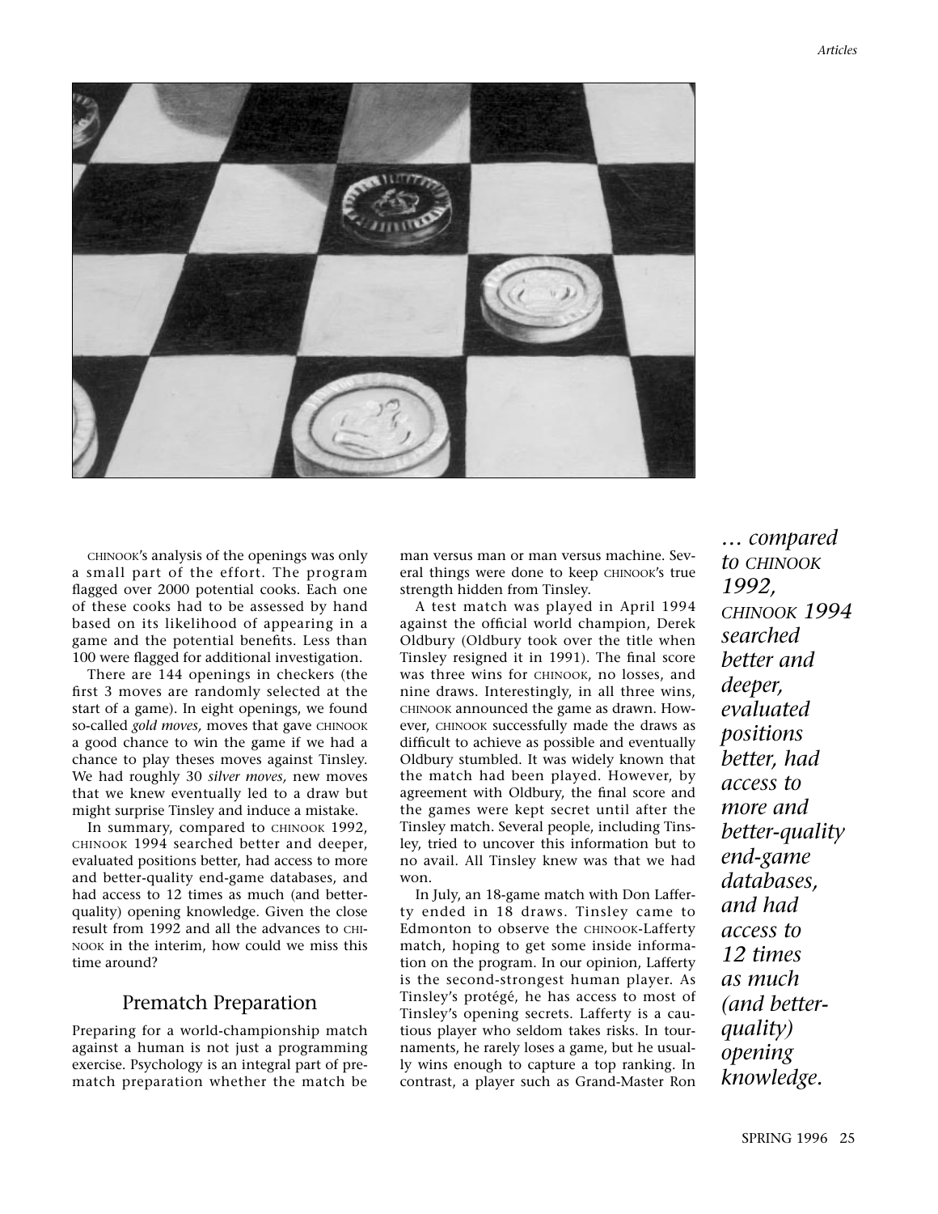CHINOOK's analysis of the openings was only a small part of the effort. The program flagged over 2000 potential cooks. Each one of these cooks had to be assessed by hand based on its likelihood of appearing in a game and the potential benefits. Less than 100 were flagged for additional investigation.

There are 144 openings in checkers (the first 3 moves are randomly selected at the start of a game). In eight openings, we found so-called *gold moves,* moves that gave CHINOOK a good chance to win the game if we had a chance to play theses moves against Tinsley. We had roughly 30 *silver moves,* new moves that we knew eventually led to a draw but might surprise Tinsley and induce a mistake.

In summary, compared to CHINOOK 1992, CHINOOK 1994 searched better and deeper, evaluated positions better, had access to more and better-quality end-game databases, and had access to 12 times as much (and better-quality) opening knowledge. Given the close result from 1992 and all the advances to CHINOOK in the interim, how could we miss this time around?

## Prematch Preparation

Preparing for a world-championship match against a human is not just a programming exercise. Psychology is an integral part of prematch preparation whether the match be man versus man or man versus machine. Several things were done to keep CHINOOK's true strength hidden from Tinsley.

A test match was played in April 1994 against the official world champion, Derek Oldbury (Oldbury took over the title when Tinsley resigned it in 1991). The final score was three wins for CHINOOK, no losses, and nine draws. Interestingly, in all three wins, CHINOOK announced the game as drawn. However, CHINOOK successfully made the draws as difficult to achieve as possible and eventually Oldbury stumbled. It was widely known that the match had been played. However, by agreement with Oldbury, the final score and the games were kept secret until after the Tinsley match. Several people, including Tinsley, tried to uncover this information but to no avail. All Tinsley knew was that we had won.

In July, an 18-game match with Don Lafferty ended in 18 draws. Tinsley came to Edmonton to observe the CHINOOK-Lafferty match, hoping to get some inside information on the program. In our opinion, Lafferty is the second-strongest human player. As Tinsley's protégé, he has access to most of Tinsley's opening secrets. Lafferty is a cautious player who seldom takes risks. In tournaments, he rarely loses a game, but he usually wins enough to capture a top ranking. In contrast, a player such as Grand-Master Ron

*… compared to CHINOOK 1992, CHINOOK 1994 searched better and deeper, evaluated positions better, had access to more and better-quality end-game databases, and had access to 12 times as much (and better-quality) opening knowledge.*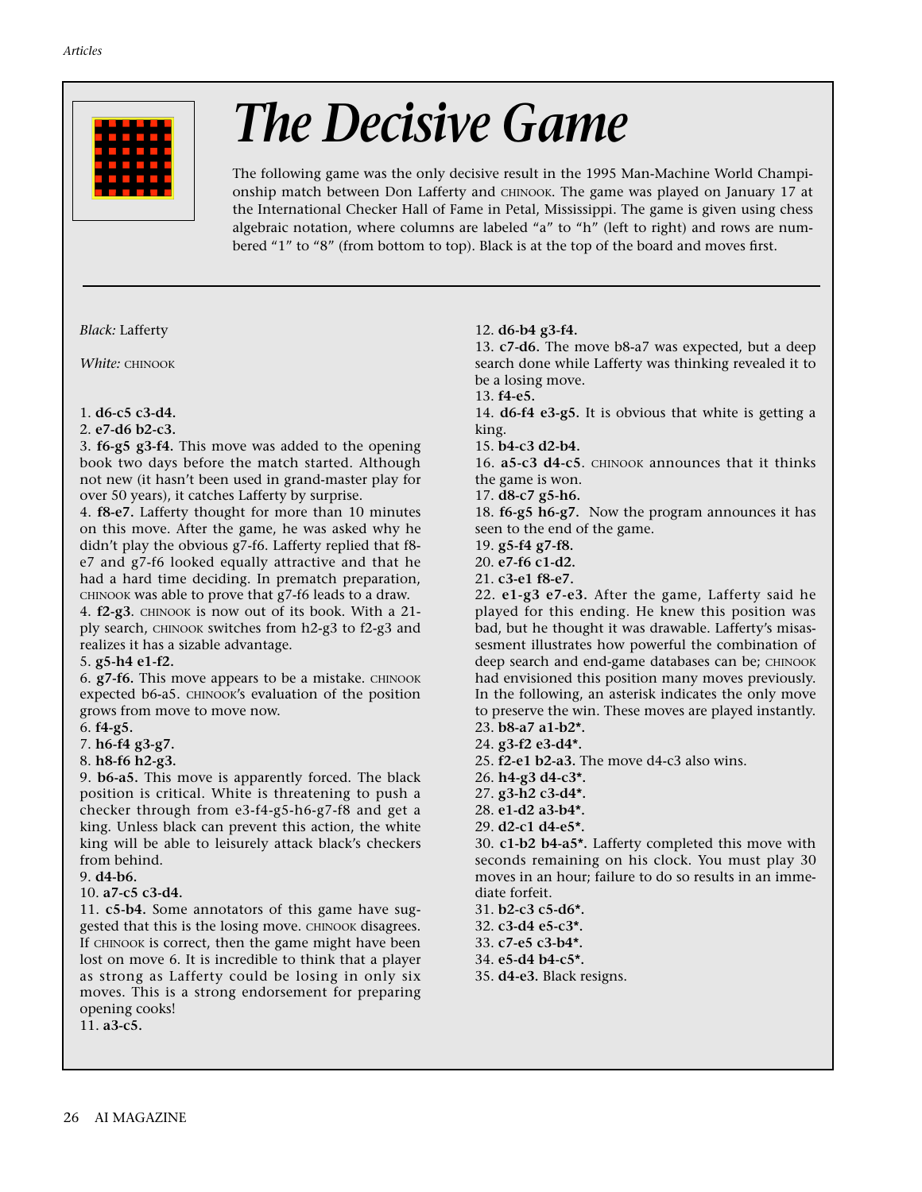# The Decisive Game

The following game was the only decisive result in the 1995 Man-Machine World Championship match between Don Lafferty and CHINOOK. The game was played on January 17 at the International Checker Hall of Fame in Petal, Mississippi. The game is given using chess algebraic notation, where columns are labeled "a" to "h" (left to right) and rows are numbered "1" to "8" (from bottom to top). Black is at the top of the board and moves first.

*Black:* Lafferty

*White:* CHINOOK

1. **d6-c5 c3-d4.**
2. **e7-d6 b2-c3.**
3. **f6-g5 g3-f4.** This move was added to the opening book two days before the match started. Although not new (it hasn't been used in grand-master play for over 50 years), it catches Lafferty by surprise.
4. **f8-e7.** Lafferty thought for more than 10 minutes on this move. After the game, he was asked why he didn't play the obvious g7-f6. Lafferty replied that f8-e7 and g7-f6 looked equally attractive and that he had a hard time deciding. In prematch preparation, CHINOOK was able to prove that g7-f6 leads to a draw.
4. **f2-g3**. CHINOOK is now out of its book. With a 21-ply search, CHINOOK switches from h2-g3 to f2-g3 and realizes it has a sizable advantage.
5. **g5-h4 e1-f2.**
6. **g7-f6.** This move appears to be a mistake. CHINOOK expected b6-a5. CHINOOK's evaluation of the position grows from move to move now.
6. **f4-g5.**
7. **h6-f4 g3-g7.**
8. **h8-f6 h2-g3.**
9. **b6-a5.** This move is apparently forced. The black position is critical. White is threatening to push a checker through from e3-f4-g5-h6-g7-f8 and get a king. Unless black can prevent this action, the white king will be able to leisurely attack black's checkers from behind.
9. **d4-b6.**
10. **a7-c5 c3-d4.**
11. **c5-b4.** Some annotators of this game have suggested that this is the losing move. CHINOOK disagrees. If CHINOOK is correct, then the game might have been lost on move 6. It is incredible to think that a player as strong as Lafferty could be losing in only six moves. This is a strong endorsement for preparing opening cooks!
11. **a3-c5.**
12. **d6-b4 g3-f4.**
13. **c7-d6.** The move b8-a7 was expected, but a deep search done while Lafferty was thinking revealed it to be a losing move.
13. **f4-e5.**
14. **d6-f4 e3-g5.** It is obvious that white is getting a king.
15. **b4-c3 d2-b4.**
16. **a5-c3 d4-c5**. CHINOOK announces that it thinks the game is won.
17. **d8-c7 g5-h6.**
18. **f6-g5 h6-g7.** Now the program announces it has seen to the end of the game.
19. **g5-f4 g7-f8.**
20. **e7-f6 c1-d2.**
21. **c3-e1 f8-e7.**
22. **e1-g3 e7-e3.** After the game, Lafferty said he played for this ending. He knew this position was bad, but he thought it was drawable. Lafferty's misassesment illustrates how powerful the combination of deep search and end-game databases can be; CHINOOK had envisioned this position many moves previously. In the following, an asterisk indicates the only move to preserve the win. These moves are played instantly.
23. **b8-a7 a1-b2*.**
24. **g3-f2 e3-d4*.**
25. **f2-e1 b2-a3.** The move d4-c3 also wins.
26. **h4-g3 d4-c3*.**
27. **g3-h2 c3-d4*.**
28. **e1-d2 a3-b4*.**
29. **d2-c1 d4-e5*.**
30. **c1-b2 b4-a5*.** Lafferty completed this move with seconds remaining on his clock. You must play 30 moves in an hour; failure to do so results in an immediate forfeit.
31. **b2-c3 c5-d6*.**
32. **c3-d4 e5-c3*.**
33. **c7-e5 c3-b4*.**
34. **e5-d4 b4-c5*.**
35. **d4-e3.** Black resigns.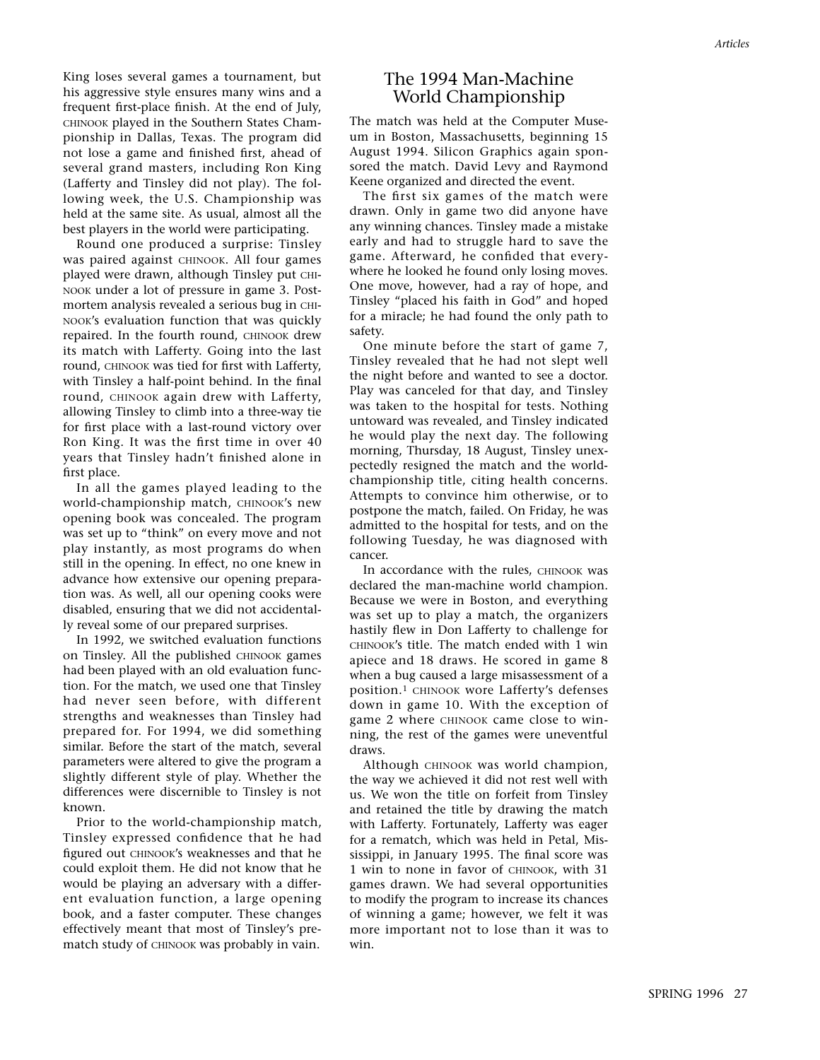King loses several games a tournament, but his aggressive style ensures many wins and a frequent first-place finish. At the end of July, CHINOOK played in the Southern States Championship in Dallas, Texas. The program did not lose a game and finished first, ahead of several grand masters, including Ron King (Lafferty and Tinsley did not play). The following week, the U.S. Championship was held at the same site. As usual, almost all the best players in the world were participating.

Round one produced a surprise: Tinsley was paired against CHINOOK. All four games played were drawn, although Tinsley put CHINOOK under a lot of pressure in game 3. Postmortem analysis revealed a serious bug in CHINOOK's evaluation function that was quickly repaired. In the fourth round, CHINOOK drew its match with Lafferty. Going into the last round, CHINOOK was tied for first with Lafferty, with Tinsley a half-point behind. In the final round, CHINOOK again drew with Lafferty, allowing Tinsley to climb into a three-way tie for first place with a last-round victory over Ron King. It was the first time in over 40 years that Tinsley hadn't finished alone in first place.

In all the games played leading to the world-championship match, CHINOOK's new opening book was concealed. The program was set up to "think" on every move and not play instantly, as most programs do when still in the opening. In effect, no one knew in advance how extensive our opening preparation was. As well, all our opening cooks were disabled, ensuring that we did not accidentally reveal some of our prepared surprises.

In 1992, we switched evaluation functions on Tinsley. All the published CHINOOK games had been played with an old evaluation function. For the match, we used one that Tinsley had never seen before, with different strengths and weaknesses than Tinsley had prepared for. For 1994, we did something similar. Before the start of the match, several parameters were altered to give the program a slightly different style of play. Whether the differences were discernible to Tinsley is not known.

Prior to the world-championship match, Tinsley expressed confidence that he had figured out CHINOOK's weaknesses and that he could exploit them. He did not know that he would be playing an adversary with a different evaluation function, a large opening book, and a faster computer. These changes effectively meant that most of Tinsley's prematch study of CHINOOK was probably in vain.

## The 1994 Man-Machine World Championship

The match was held at the Computer Museum in Boston, Massachusetts, beginning 15 August 1994. Silicon Graphics again sponsored the match. David Levy and Raymond Keene organized and directed the event.

The first six games of the match were drawn. Only in game two did anyone have any winning chances. Tinsley made a mistake early and had to struggle hard to save the game. Afterward, he confided that everywhere he looked he found only losing moves. One move, however, had a ray of hope, and Tinsley "placed his faith in God" and hoped for a miracle; he had found the only path to safety.

One minute before the start of game 7, Tinsley revealed that he had not slept well the night before and wanted to see a doctor. Play was canceled for that day, and Tinsley was taken to the hospital for tests. Nothing untoward was revealed, and Tinsley indicated he would play the next day. The following morning, Thursday, 18 August, Tinsley unexpectedly resigned the match and the world-championship title, citing health concerns. Attempts to convince him otherwise, or to postpone the match, failed. On Friday, he was admitted to the hospital for tests, and on the following Tuesday, he was diagnosed with cancer.

In accordance with the rules, CHINOOK was declared the man-machine world champion. Because we were in Boston, and everything was set up to play a match, the organizers hastily flew in Don Lafferty to challenge for CHINOOK's title. The match ended with 1 win apiece and 18 draws. He scored in game 8 when a bug caused a large misassessment of a position.[1] CHINOOK wore Lafferty's defenses down in game 10. With the exception of game 2 where CHINOOK came close to winning, the rest of the games were uneventful draws.

Although CHINOOK was world champion, the way we achieved it did not rest well with us. We won the title on forfeit from Tinsley and retained the title by drawing the match with Lafferty. Fortunately, Lafferty was eager for a rematch, which was held in Petal, Mississippi, in January 1995. The final score was 1 win to none in favor of CHINOOK, with 31 games drawn. We had several opportunities to modify the program to increase its chances of winning a game; however, we felt it was more important not to lose than it was to win.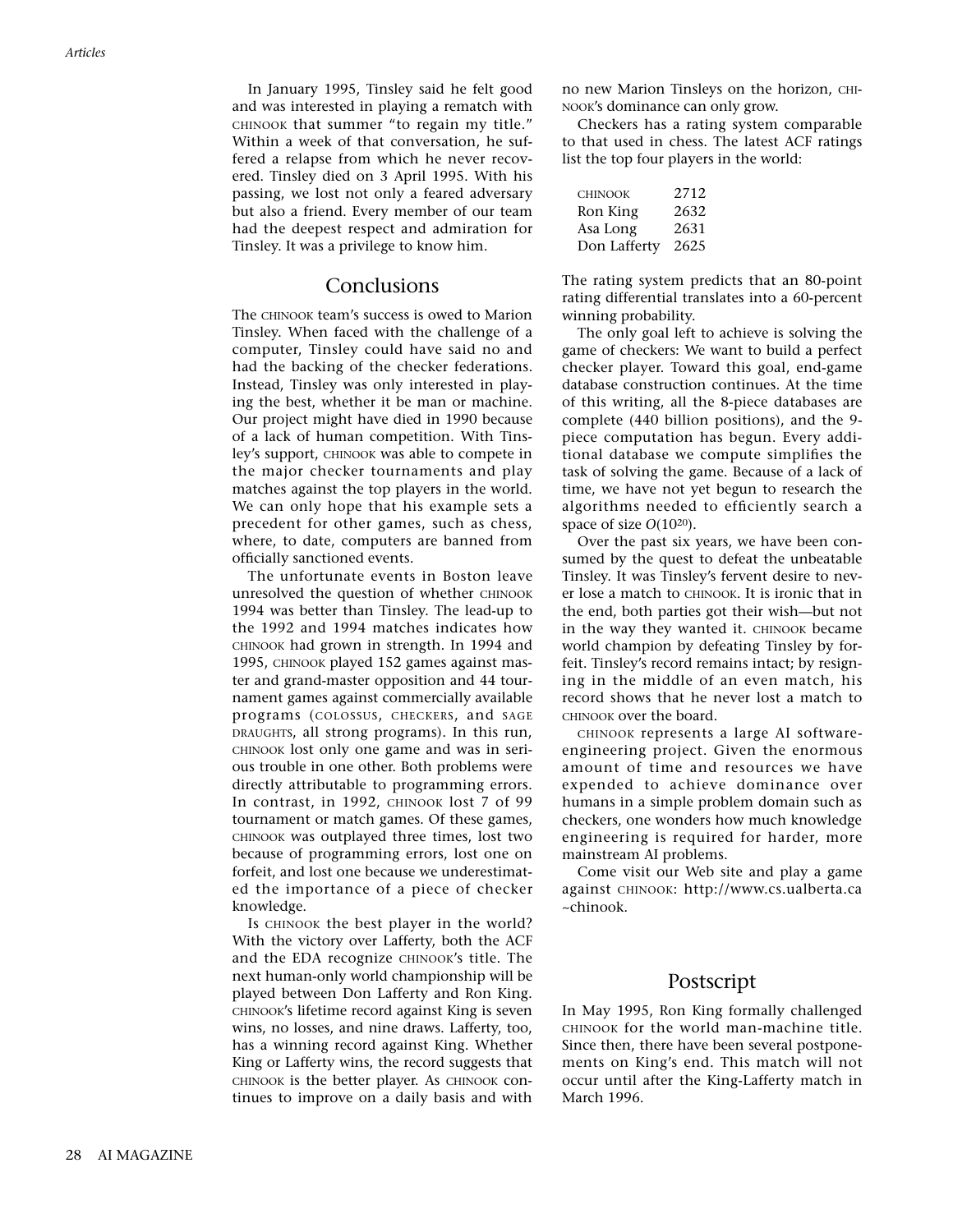In January 1995, Tinsley said he felt good and was interested in playing a rematch with CHINOOK that summer "to regain my title." Within a week of that conversation, he suffered a relapse from which he never recovered. Tinsley died on 3 April 1995. With his passing, we lost not only a feared adversary but also a friend. Every member of our team had the deepest respect and admiration for Tinsley. It was a privilege to know him.

## Conclusions

The CHINOOK team's success is owed to Marion Tinsley. When faced with the challenge of a computer, Tinsley could have said no and had the backing of the checker federations. Instead, Tinsley was only interested in playing the best, whether it be man or machine. Our project might have died in 1990 because of a lack of human competition. With Tinsley's support, CHINOOK was able to compete in the major checker tournaments and play matches against the top players in the world. We can only hope that his example sets a precedent for other games, such as chess, where, to date, computers are banned from officially sanctioned events.

The unfortunate events in Boston leave unresolved the question of whether CHINOOK 1994 was better than Tinsley. The lead-up to the 1992 and 1994 matches indicates how CHINOOK had grown in strength. In 1994 and 1995, CHINOOK played 152 games against master and grand-master opposition and 44 tournament games against commercially available programs (COLOSSUS, CHECKERS, and SAGE DRAUGHTS, all strong programs). In this run, CHINOOK lost only one game and was in serious trouble in one other. Both problems were directly attributable to programming errors. In contrast, in 1992, CHINOOK lost 7 of 99 tournament or match games. Of these games, CHINOOK was outplayed three times, lost two because of programming errors, lost one on forfeit, and lost one because we underestimated the importance of a piece of checker knowledge.

Is CHINOOK the best player in the world? With the victory over Lafferty, both the ACF and the EDA recognize CHINOOK's title. The next human-only world championship will be played between Don Lafferty and Ron King. CHINOOK's lifetime record against King is seven wins, no losses, and nine draws. Lafferty, too, has a winning record against King. Whether King or Lafferty wins, the record suggests that CHINOOK is the better player. As CHINOOK continues to improve on a daily basis and with no new Marion Tinsleys on the horizon, CHINOOK's dominance can only grow.

Checkers has a rating system comparable to that used in chess. The latest ACF ratings list the top four players in the world:

| | |
|---|---|
| CHINOOK | 2712 |
| Ron King | 2632 |
| Asa Long | 2631 |
| Don Lafferty | 2625 |

The rating system predicts that an 80-point rating differential translates into a 60-percent winning probability.

The only goal left to achieve is solving the game of checkers: We want to build a perfect checker player. Toward this goal, end-game database construction continues. At the time of this writing, all the 8-piece databases are complete (440 billion positions), and the 9-piece computation has begun. Every additional database we compute simplifies the task of solving the game. Because of a lack of time, we have not yet begun to research the algorithms needed to efficiently search a space of size $O(10^{20})$.

Over the past six years, we have been consumed by the quest to defeat the unbeatable Tinsley. It was Tinsley's fervent desire to never lose a match to CHINOOK. It is ironic that in the end, both parties got their wish—but not in the way they wanted it. CHINOOK became world champion by defeating Tinsley by forfeit. Tinsley's record remains intact; by resigning in the middle of an even match, his record shows that he never lost a match to CHINOOK over the board.

CHINOOK represents a large AI software-engineering project. Given the enormous amount of time and resources we have expended to achieve dominance over humans in a simple problem domain such as checkers, one wonders how much knowledge engineering is required for harder, more mainstream AI problems.

Come visit our Web site and play a game against CHINOOK: http://www.cs.ualberta.ca ~chinook.

## Postscript

In May 1995, Ron King formally challenged CHINOOK for the world man-machine title. Since then, there have been several postponements on King's end. This match will not occur until after the King-Lafferty match in March 1996.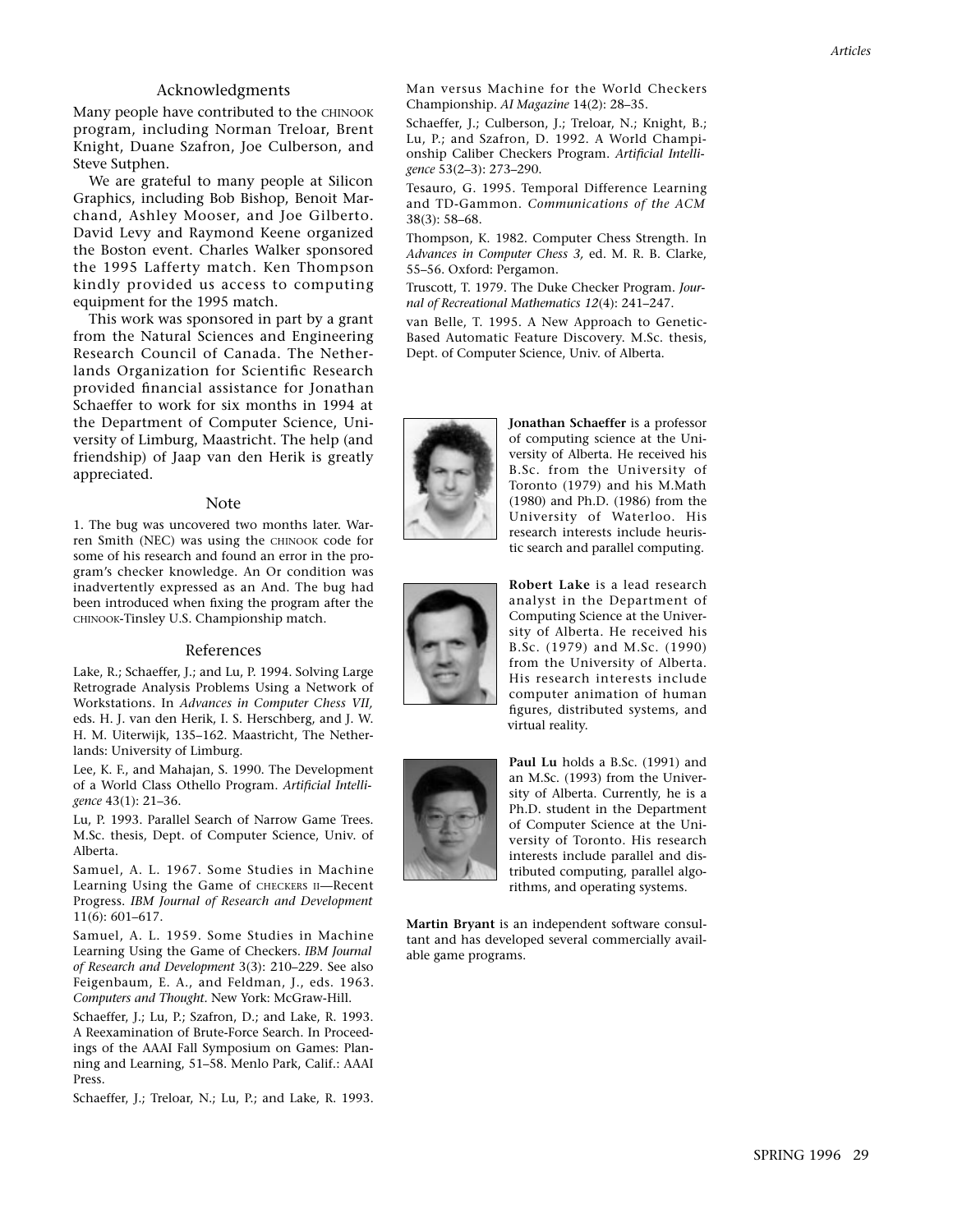## Acknowledgments

Many people have contributed to the CHINOOK program, including Norman Treloar, Brent Knight, Duane Szafron, Joe Culberson, and Steve Sutphen.

We are grateful to many people at Silicon Graphics, including Bob Bishop, Benoit Marchand, Ashley Mooser, and Joe Gilberto. David Levy and Raymond Keene organized the Boston event. Charles Walker sponsored the 1995 Lafferty match. Ken Thompson kindly provided us access to computing equipment for the 1995 match.

This work was sponsored in part by a grant from the Natural Sciences and Engineering Research Council of Canada. The Netherlands Organization for Scientific Research provided financial assistance for Jonathan Schaeffer to work for six months in 1994 at the Department of Computer Science, University of Limburg, Maastricht. The help (and friendship) of Jaap van den Herik is greatly appreciated.

## Note

1. The bug was uncovered two months later. Warren Smith (NEC) was using the CHINOOK code for some of his research and found an error in the program's checker knowledge. An Or condition was inadvertently expressed as an And. The bug had been introduced when fixing the program after the CHINOOK-Tinsley U.S. Championship match.

## References

Lake, R.; Schaeffer, J.; and Lu, P. 1994. Solving Large Retrograde Analysis Problems Using a Network of Workstations. In *Advances in Computer Chess VII,* eds. H. J. van den Herik, I. S. Herschberg, and J. W. H. M. Uiterwijk, 135–162. Maastricht, The Netherlands: University of Limburg.

Lee, K. F., and Mahajan, S. 1990. The Development of a World Class Othello Program. *Artificial Intelligence* 43(1): 21–36.

Lu, P. 1993. Parallel Search of Narrow Game Trees. M.Sc. thesis, Dept. of Computer Science, Univ. of Alberta.

Samuel, A. L. 1967. Some Studies in Machine Learning Using the Game of CHECKERS II—Recent Progress. *IBM Journal of Research and Development* 11(6): 601–617.

Samuel, A. L. 1959. Some Studies in Machine Learning Using the Game of Checkers. *IBM Journal of Research and Development* 3(3): 210–229. See also Feigenbaum, E. A., and Feldman, J., eds. 1963. *Computers and Thought*. New York: McGraw-Hill.

Schaeffer, J.; Lu, P.; Szafron, D.; and Lake, R. 1993. A Reexamination of Brute-Force Search. In Proceedings of the AAAI Fall Symposium on Games: Planning and Learning, 51–58. Menlo Park, Calif.: AAAI Press.

Schaeffer, J.; Treloar, N.; Lu, P.; and Lake, R. 1993. Man versus Machine for the World Checkers Championship. *AI Magazine* 14(2): 28–35.

Schaeffer, J.; Culberson, J.; Treloar, N.; Knight, B.; Lu, P.; and Szafron, D. 1992. A World Championship Caliber Checkers Program. *Artificial Intelligence* 53(2–3): 273–290.

Tesauro, G. 1995. Temporal Difference Learning and TD-Gammon. *Communications of the ACM* 38(3): 58–68.

Thompson, K. 1982. Computer Chess Strength. In *Advances in Computer Chess 3,* ed. M. R. B. Clarke, 55–56. Oxford: Pergamon.

Truscott, T. 1979. The Duke Checker Program. *Journal of Recreational Mathematics 12*(4): 241–247.

van Belle, T. 1995. A New Approach to Genetic-Based Automatic Feature Discovery. M.Sc. thesis, Dept. of Computer Science, Univ. of Alberta.

**Jonathan Schaeffer** is a professor of computing science at the University of Alberta. He received his B.Sc. from the University of Toronto (1979) and his M.Math (1980) and Ph.D. (1986) from the University of Waterloo. His research interests include heuristic search and parallel computing.

**Robert Lake** is a lead research analyst in the Department of Computing Science at the University of Alberta. He received his B.Sc. (1979) and M.Sc. (1990) from the University of Alberta. His research interests include computer animation of human figures, distributed systems, and virtual reality.

**Paul Lu** holds a B.Sc. (1991) and an M.Sc. (1993) from the University of Alberta. Currently, he is a Ph.D. student in the Department of Computer Science at the University of Toronto. His research interests include parallel and distributed computing, parallel algorithms, and operating systems.

**Martin Bryant** is an independent software consultant and has developed several commercially available game programs.